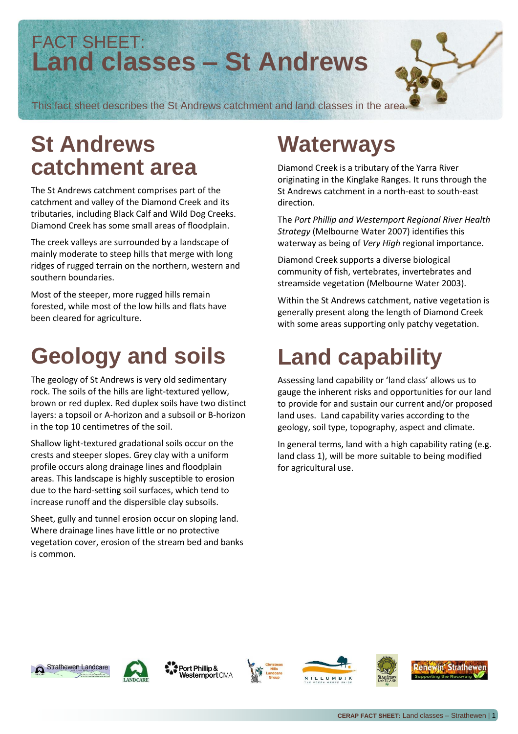FACT SHEET:

# Land classes – St Andrews

This fact sheet describes the St Andrews catchment and land classes in the area.

## St Andrews catchment area

The St Andrews catchment comprises part of the catchment and valley of the Diamond Creek and its tributaries, including Black Calf and Wild Dog Creeks. Diamond Creek has some small areas of floodplain.

The creek valleys are surrounded by a landscape of mainly moderate to steep hills that merge with long ridges of rugged terrain on the northern, western and southern boundaries.

Most of the steeper, more rugged hills remain forested, while most of the low hills and flats have been cleared for agriculture.

## Geology and soils

The geology of St Andrews is very old sedimentary rock. The soils of the hills are light-textured yellow, brown or red duplex. Red duplex soils have two distinct layers: a topsoil or A-horizon and a subsoil or B-horizon in the top 10 centimetres of the soil.

Shallow light-textured gradational soils occur on the crests and steeper slopes. Grey clay with a uniform profile occurs along drainage lines and floodplain areas. This landscape is highly susceptible to erosion due to the hard-setting soil surfaces, which tend to increase runoff and the dispersible clay subsoils.

Sheet, gully and tunnel erosion occur on sloping land. Where drainage lines have little or no protective vegetation cover, erosion of the stream bed and banks is common.

## Waterways

Diamond Creek is a tributary of the Yarra River originating in the Kinglake Ranges. It runs through the St Andrews catchment in a north-east to south-east direction.

The *Port Phillip and Westernport Regional River Health Strategy* (Melbourne Water 2007) identifies this waterway as being of *Very High* regional importance.

Diamond Creek supports a diverse biological community of fish, vertebrates, invertebrates and streamside vegetation (Melbourne Water 2003).

Within the St Andrews catchment, native vegetation is generally present along the length of Diamond Creek with some areas supporting only patchy vegetation.

## Land capability

Assessing land capability or 'land class' allows us to gauge the inherent risks and opportunities for our land to provide for and sustain our current and/or proposed land uses. Land capability varies according to the geology, soil type, topography, aspect and climate.

In general terms, land with a high capability rating (e.g. land class 1), will be more suitable to being modified for agricultural use.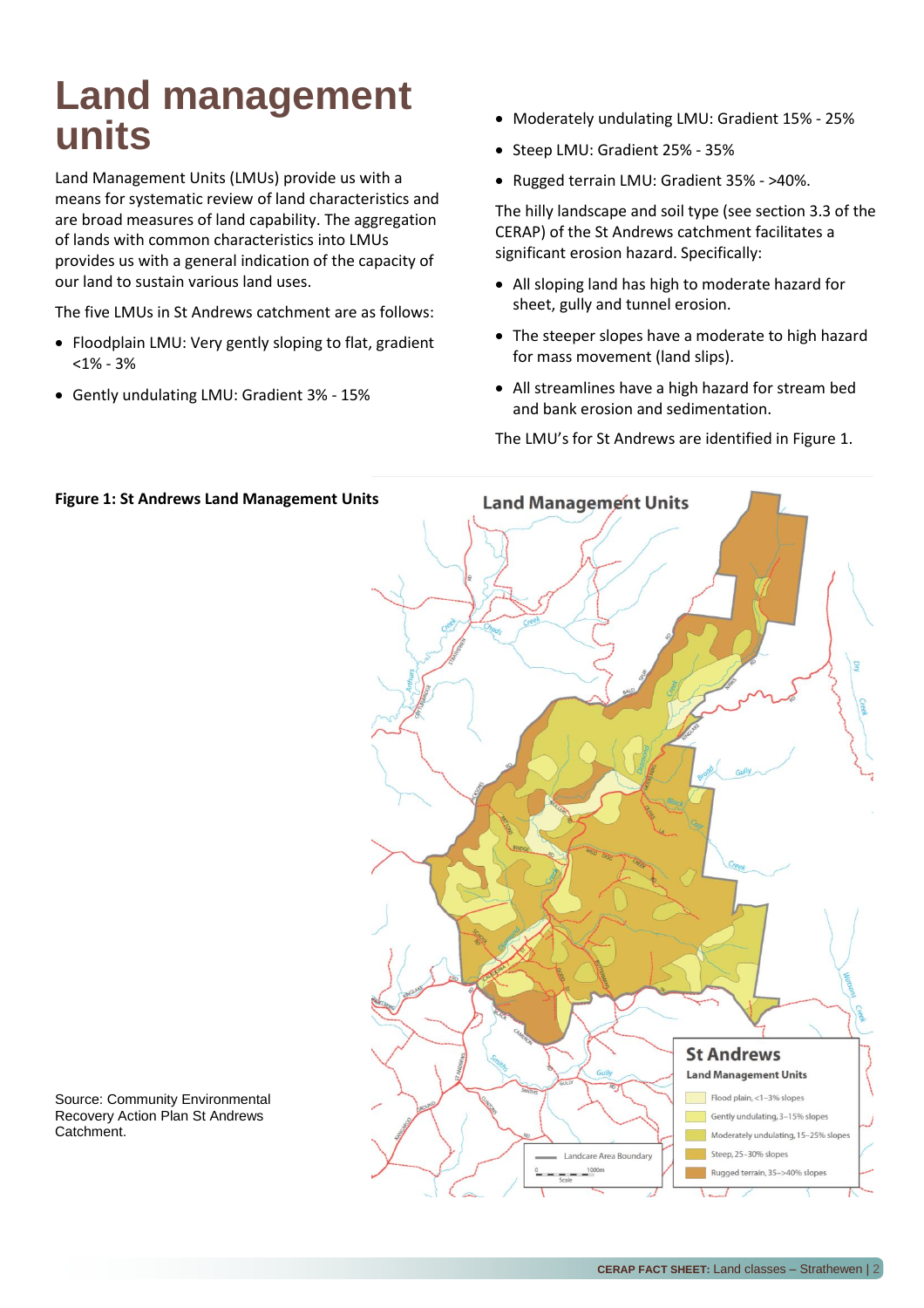# Land management units

Land Management Units (LMUs) provide us with a means for systematic review of land characteristics and are broad measures of land capability. The aggregation of lands with common characteristics into LMUs provides us with a general indication of the capacity of our land to sustain various land uses.

The five LMUs in St Andrews catchment are as follows:

- Floodplain LMU: Very gently sloping to flat, gradient <1% - 3%
- Gently undulating LMU: Gradient 3% - 15%
- Moderately undulating LMU: Gradient 15% - 25%
- Steep LMU: Gradient 25% - 35%
- Rugged terrain LMU: Gradient 35% - >40%.

The hilly landscape and soil type (see section 3.3 of the CERAP) of the St Andrews catchment facilitates a significant erosion hazard. Specifically:

- All sloping land has high to moderate hazard for sheet, gully and tunnel erosion.
- The steeper slopes have a moderate to high hazard for mass movement (land slips).
- All streamlines have a high hazard for stream bed and bank erosion and sedimentation.

The LMU's for St Andrews are identified in Figure 1.

**Figure 1: St Andrews Land Management Units**

Source: Community Environmental Recovery Action Plan St Andrews Catchment.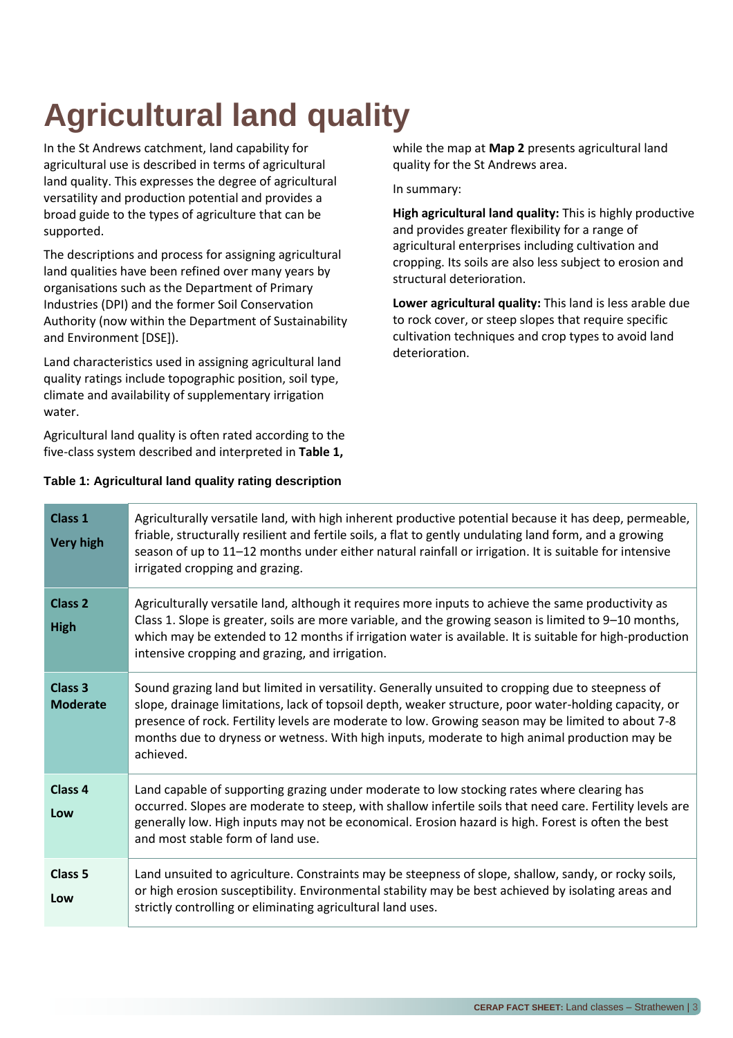# Agricultural land quality

In the St Andrews catchment, land capability for agricultural use is described in terms of agricultural land quality. This expresses the degree of agricultural versatility and production potential and provides a broad guide to the types of agriculture that can be supported.

The descriptions and process for assigning agricultural land qualities have been refined over many years by organisations such as the Department of Primary Industries (DPI) and the former Soil Conservation Authority (now within the Department of Sustainability and Environment [DSE]).

Land characteristics used in assigning agricultural land quality ratings include topographic position, soil type, climate and availability of supplementary irrigation water.

Agricultural land quality is often rated according to the five-class system described and interpreted in **Table 1,** while the map at **Map 2** presents agricultural land quality for the St Andrews area.

In summary:

**High agricultural land quality:** This is highly productive and provides greater flexibility for a range of agricultural enterprises including cultivation and cropping. Its soils are also less subject to erosion and structural deterioration.

**Lower agricultural quality:** This land is less arable due to rock cover, or steep slopes that require specific cultivation techniques and crop types to avoid land deterioration.

**Table 1: Agricultural land quality rating description**

| Class | Description |
|---|---|
| **Class 1** **Very high** | Agriculturally versatile land, with high inherent productive potential because it has deep, permeable, friable, structurally resilient and fertile soils, a flat to gently undulating land form, and a growing season of up to 11–12 months under either natural rainfall or irrigation. It is suitable for intensive irrigated cropping and grazing. |
| **Class 2** **High** | Agriculturally versatile land, although it requires more inputs to achieve the same productivity as Class 1. Slope is greater, soils are more variable, and the growing season is limited to 9–10 months, which may be extended to 12 months if irrigation water is available. It is suitable for high-production intensive cropping and grazing, and irrigation. |
| **Class 3** **Moderate** | Sound grazing land but limited in versatility. Generally unsuited to cropping due to steepness of slope, drainage limitations, lack of topsoil depth, weaker structure, poor water-holding capacity, or presence of rock. Fertility levels are moderate to low. Growing season may be limited to about 7-8 months due to dryness or wetness. With high inputs, moderate to high animal production may be achieved. |
| **Class 4** **Low** | Land capable of supporting grazing under moderate to low stocking rates where clearing has occurred. Slopes are moderate to steep, with shallow infertile soils that need care. Fertility levels are generally low. High inputs may not be economical. Erosion hazard is high. Forest is often the best and most stable form of land use. |
| **Class 5** **Low** | Land unsuited to agriculture. Constraints may be steepness of slope, shallow, sandy, or rocky soils, or high erosion susceptibility. Environmental stability may be best achieved by isolating areas and strictly controlling or eliminating agricultural land uses. |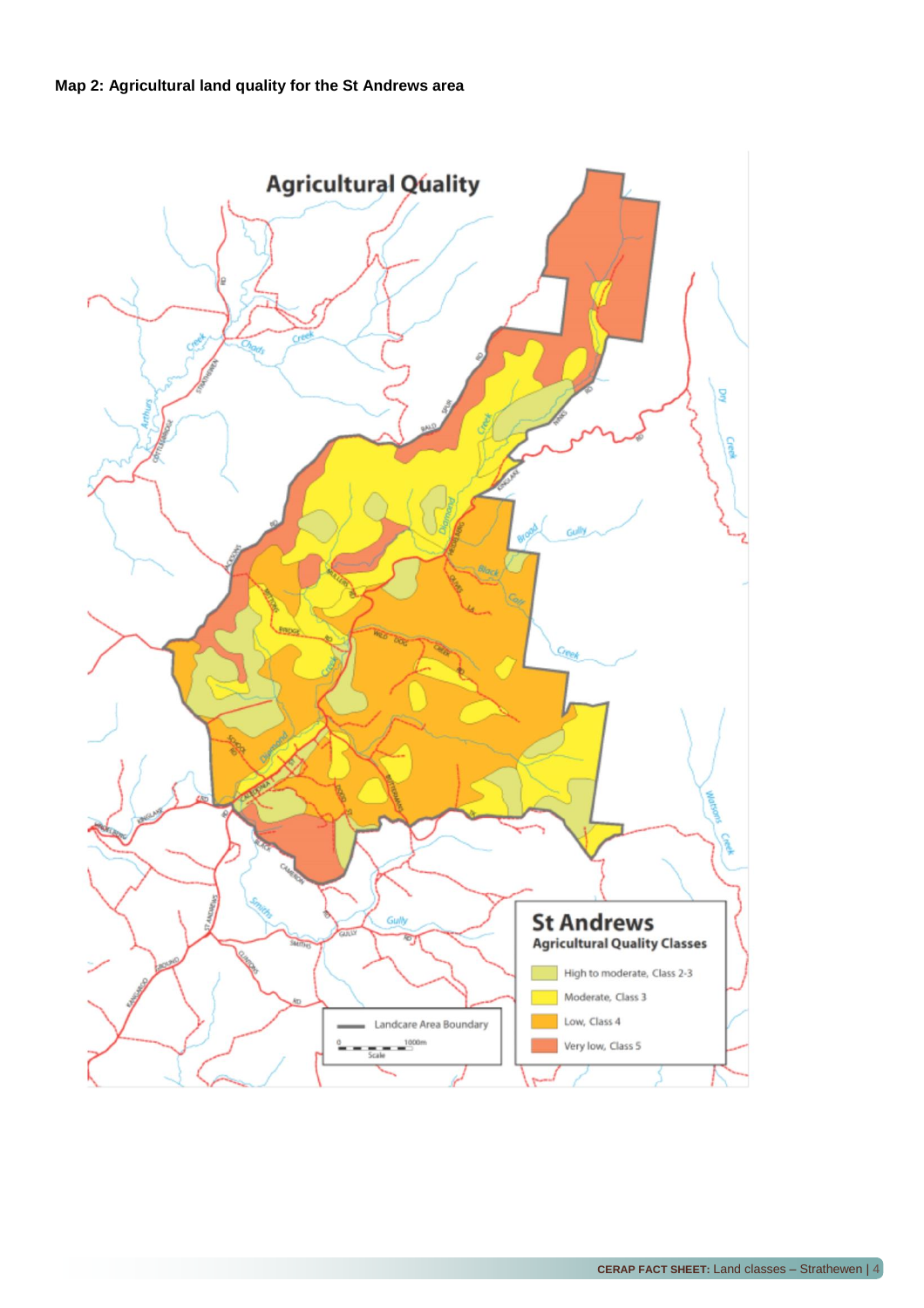**Map 2: Agricultural land quality for the St Andrews area**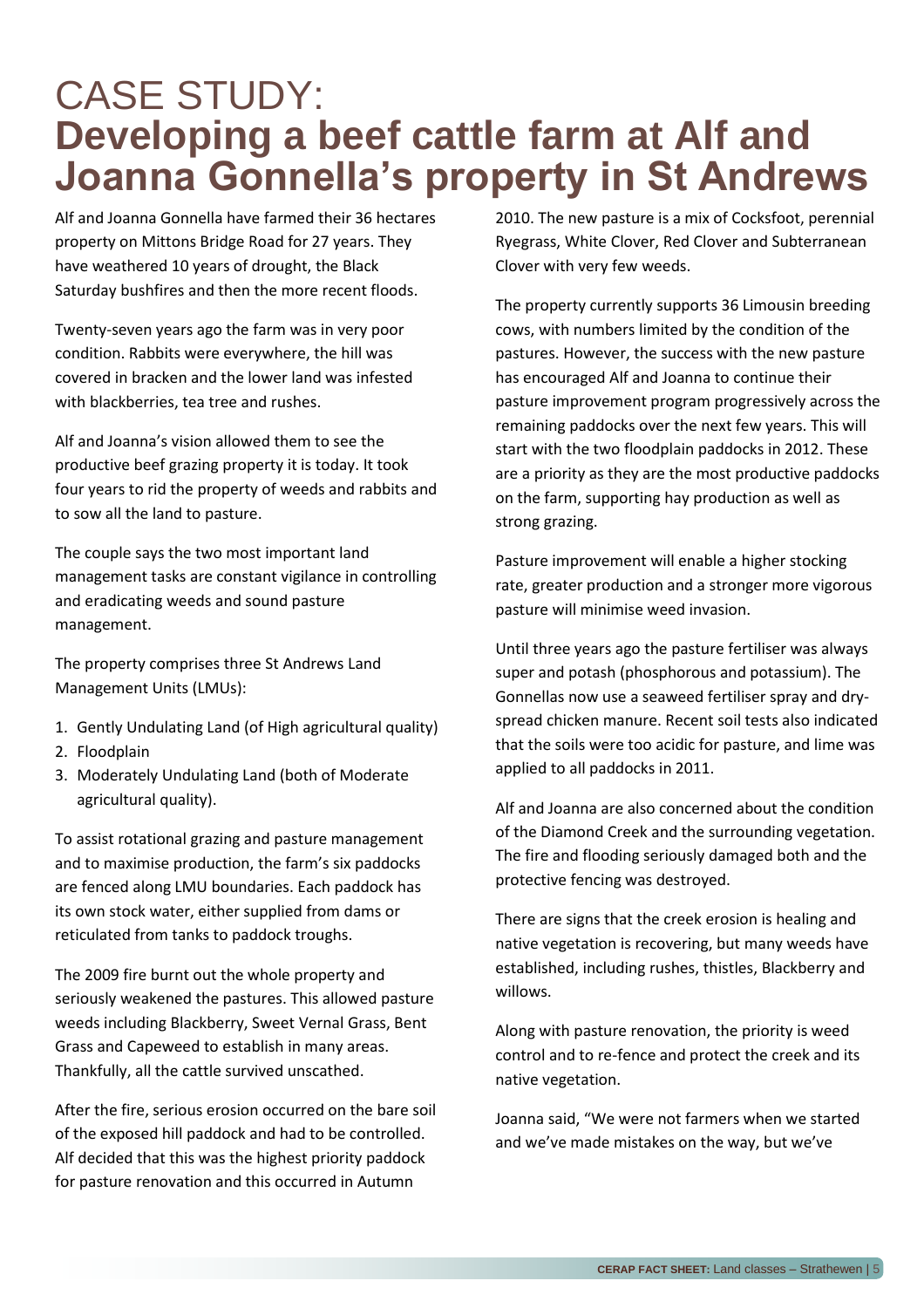# CASE STUDY:
# Developing a beef cattle farm at Alf and Joanna Gonnella's property in St Andrews

Alf and Joanna Gonnella have farmed their 36 hectares property on Mittons Bridge Road for 27 years. They have weathered 10 years of drought, the Black Saturday bushfires and then the more recent floods.

Twenty-seven years ago the farm was in very poor condition. Rabbits were everywhere, the hill was covered in bracken and the lower land was infested with blackberries, tea tree and rushes.

Alf and Joanna's vision allowed them to see the productive beef grazing property it is today. It took four years to rid the property of weeds and rabbits and to sow all the land to pasture.

The couple says the two most important land management tasks are constant vigilance in controlling and eradicating weeds and sound pasture management.

The property comprises three St Andrews Land Management Units (LMUs):

1. Gently Undulating Land (of High agricultural quality)
2. Floodplain
3. Moderately Undulating Land (both of Moderate agricultural quality).

To assist rotational grazing and pasture management and to maximise production, the farm's six paddocks are fenced along LMU boundaries. Each paddock has its own stock water, either supplied from dams or reticulated from tanks to paddock troughs.

The 2009 fire burnt out the whole property and seriously weakened the pastures. This allowed pasture weeds including Blackberry, Sweet Vernal Grass, Bent Grass and Capeweed to establish in many areas. Thankfully, all the cattle survived unscathed.

After the fire, serious erosion occurred on the bare soil of the exposed hill paddock and had to be controlled. Alf decided that this was the highest priority paddock for pasture renovation and this occurred in Autumn 2010. The new pasture is a mix of Cocksfoot, perennial Ryegrass, White Clover, Red Clover and Subterranean Clover with very few weeds.

The property currently supports 36 Limousin breeding cows, with numbers limited by the condition of the pastures. However, the success with the new pasture has encouraged Alf and Joanna to continue their pasture improvement program progressively across the remaining paddocks over the next few years. This will start with the two floodplain paddocks in 2012. These are a priority as they are the most productive paddocks on the farm, supporting hay production as well as strong grazing.

Pasture improvement will enable a higher stocking rate, greater production and a stronger more vigorous pasture will minimise weed invasion.

Until three years ago the pasture fertiliser was always super and potash (phosphorous and potassium). The Gonnellas now use a seaweed fertiliser spray and dry-spread chicken manure. Recent soil tests also indicated that the soils were too acidic for pasture, and lime was applied to all paddocks in 2011.

Alf and Joanna are also concerned about the condition of the Diamond Creek and the surrounding vegetation. The fire and flooding seriously damaged both and the protective fencing was destroyed.

There are signs that the creek erosion is healing and native vegetation is recovering, but many weeds have established, including rushes, thistles, Blackberry and willows.

Along with pasture renovation, the priority is weed control and to re-fence and protect the creek and its native vegetation.

Joanna said, "We were not farmers when we started and we've made mistakes on the way, but we've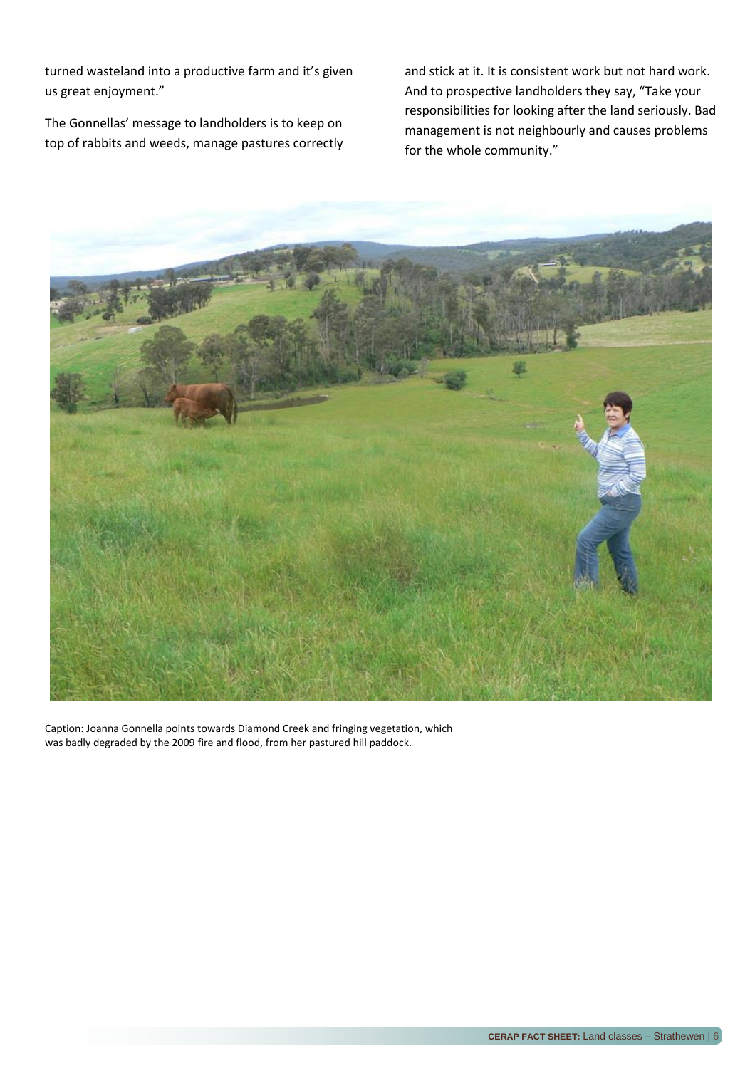turned wasteland into a productive farm and it's given us great enjoyment."

The Gonnellas' message to landholders is to keep on top of rabbits and weeds, manage pastures correctly and stick at it. It is consistent work but not hard work. And to prospective landholders they say, "Take your responsibilities for looking after the land seriously. Bad management is not neighbourly and causes problems for the whole community."

Caption: Joanna Gonnella points towards Diamond Creek and fringing vegetation, which was badly degraded by the 2009 fire and flood, from her pastured hill paddock.